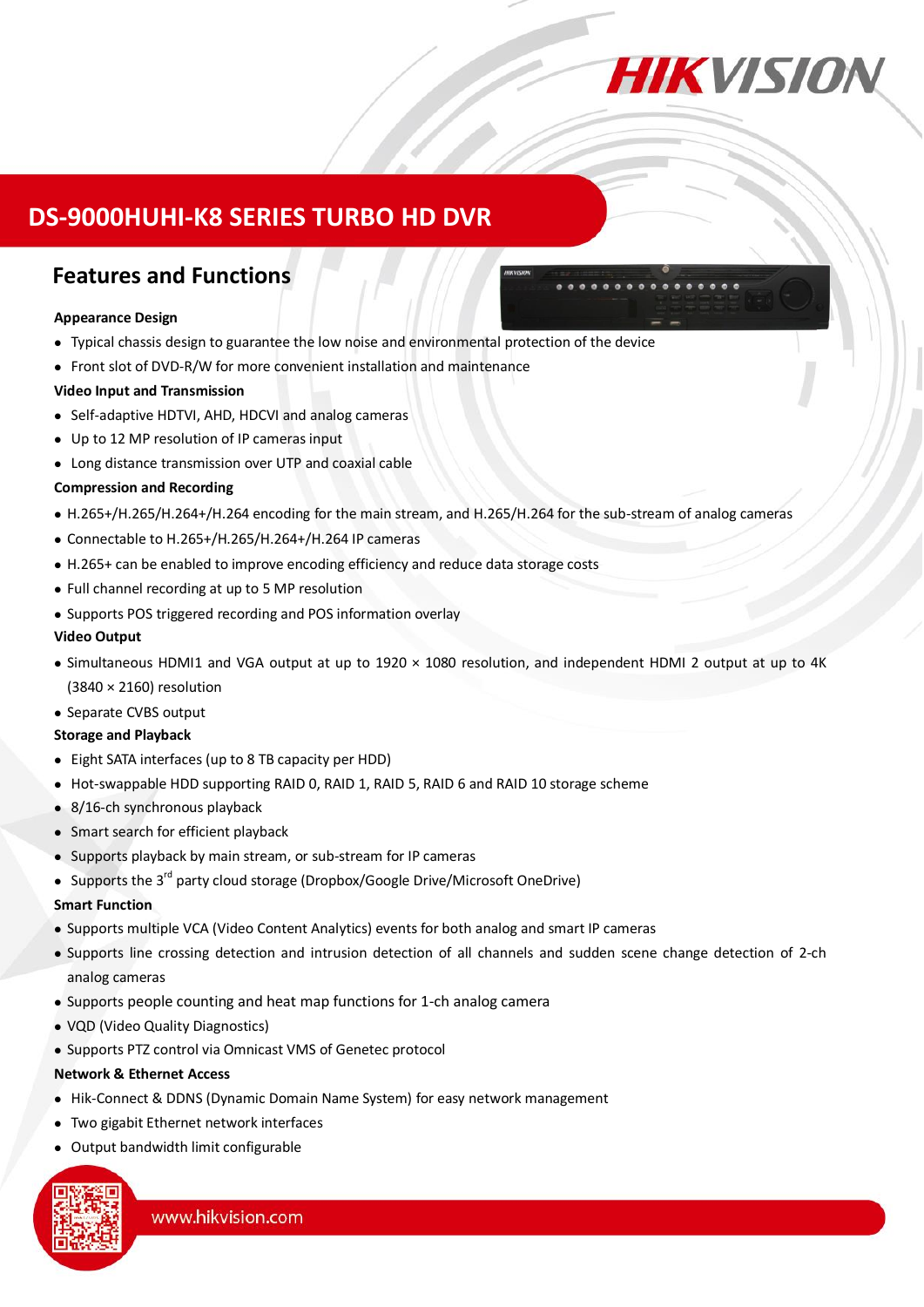# DS-9000HUHI-K8 SERIES TURBO HD DVR

## Features and Functions

**Appearance Design**

- Typical chassis design to guarantee the low noise and environmental protection of the device
- Front slot of DVD-R/W for more convenient installation and maintenance

**Video Input and Transmission**

- Self-adaptive HDTVI, AHD, HDCVI and analog cameras
- Up to 12 MP resolution of IP cameras input
- Long distance transmission over UTP and coaxial cable

**Compression and Recording**

- H.265+/H.265/H.264+/H.264 encoding for the main stream, and H.265/H.264 for the sub-stream of analog cameras
- Connectable to H.265+/H.265/H.264+/H.264 IP cameras
- H.265+ can be enabled to improve encoding efficiency and reduce data storage costs
- Full channel recording at up to 5 MP resolution
- Supports POS triggered recording and POS information overlay

**Video Output**

- Simultaneous HDMI1 and VGA output at up to 1920 × 1080 resolution, and independent HDMI 2 output at up to 4K (3840 × 2160) resolution
- Separate CVBS output

**Storage and Playback**

- Eight SATA interfaces (up to 8 TB capacity per HDD)
- Hot-swappable HDD supporting RAID 0, RAID 1, RAID 5, RAID 6 and RAID 10 storage scheme
- 8/16-ch synchronous playback
- Smart search for efficient playback
- Supports playback by main stream, or sub-stream for IP cameras
- Supports the 3rd party cloud storage (Dropbox/Google Drive/Microsoft OneDrive)

**Smart Function**

- Supports multiple VCA (Video Content Analytics) events for both analog and smart IP cameras
- Supports line crossing detection and intrusion detection of all channels and sudden scene change detection of 2-ch analog cameras
- Supports people counting and heat map functions for 1-ch analog camera
- VQD (Video Quality Diagnostics)
- Supports PTZ control via Omnicast VMS of Genetec protocol

**Network & Ethernet Access**

- Hik-Connect & DDNS (Dynamic Domain Name System) for easy network management
- Two gigabit Ethernet network interfaces
- Output bandwidth limit configurable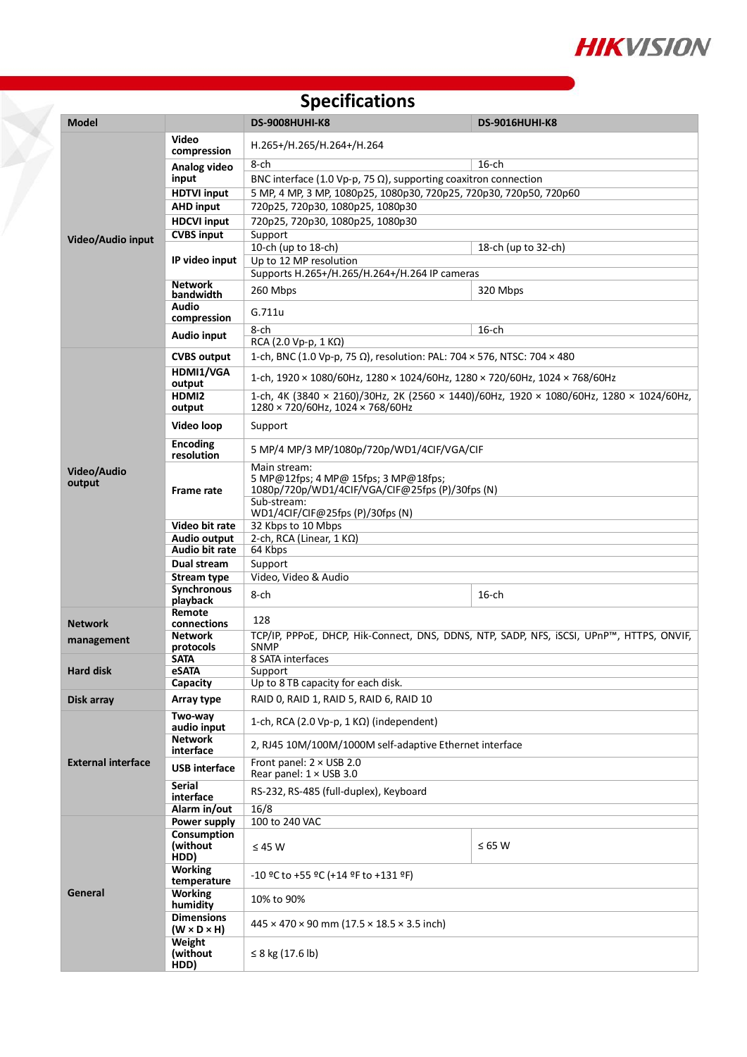# Specifications

| Model | | DS-9008HUHI-K8 | DS-9016HUHI-K8 |
|---|---|---|---|
| Video/Audio input | Video compression | H.265+/H.265/H.264+/H.264 | |
| | Analog video input | 8-ch | 16-ch |
| | | BNC interface (1.0 Vp-p, 75 Ω), supporting coaxitron connection | |
| | HDTVI input | 5 MP, 4 MP, 3 MP, 1080p25, 1080p30, 720p25, 720p30, 720p50, 720p60 | |
| | AHD input | 720p25, 720p30, 1080p25, 1080p30 | |
| | HDCVI input | 720p25, 720p30, 1080p25, 1080p30 | |
| | CVBS input | Support | |
| | IP video input | 10-ch (up to 18-ch) | 18-ch (up to 32-ch) |
| | | Up to 12 MP resolution | |
| | | Supports H.265+/H.265/H.264+/H.264 IP cameras | |
| | Network bandwidth | 260 Mbps | 320 Mbps |
| | Audio compression | G.711u | |
| | Audio input | 8-ch | 16-ch |
| | | RCA (2.0 Vp-p, 1 KΩ) | |
| Video/Audio output | CVBS output | 1-ch, BNC (1.0 Vp-p, 75 Ω), resolution: PAL: 704 × 576, NTSC: 704 × 480 | |
| | HDMI1/VGA output | 1-ch, 1920 × 1080/60Hz, 1280 × 1024/60Hz, 1280 × 720/60Hz, 1024 × 768/60Hz | |
| | HDMI2 output | 1-ch, 4K (3840 × 2160)/30Hz, 2K (2560 × 1440)/60Hz, 1920 × 1080/60Hz, 1280 × 1024/60Hz, 1280 × 720/60Hz, 1024 × 768/60Hz | |
| | Video loop | Support | |
| | Encoding resolution | 5 MP/4 MP/3 MP/1080p/720p/WD1/4CIF/VGA/CIF | |
| | Frame rate | Main stream:<br>5 MP@12fps; 4 MP@ 15fps; 3 MP@18fps;<br>1080p/720p/WD1/4CIF/VGA/CIF@25fps (P)/30fps (N) | |
| | | Sub-stream:<br>WD1/4CIF/CIF@25fps (P)/30fps (N) | |
| | Video bit rate | 32 Kbps to 10 Mbps | |
| | Audio output | 2-ch, RCA (Linear, 1 KΩ) | |
| | Audio bit rate | 64 Kbps | |
| | Dual stream | Support | |
| | Stream type | Video, Video & Audio | |
| | Synchronous playback | 8-ch | 16-ch |
| Network management | Remote connections | 128 | |
| | Network protocols | TCP/IP, PPPoE, DHCP, Hik-Connect, DNS, DDNS, NTP, SADP, NFS, iSCSI, UPnP™, HTTPS, ONVIF, SNMP | |
| Hard disk | SATA | 8 SATA interfaces | |
| | eSATA | Support | |
| | Capacity | Up to 8 TB capacity for each disk. | |
| Disk array | Array type | RAID 0, RAID 1, RAID 5, RAID 6, RAID 10 | |
| External interface | Two-way audio input | 1-ch, RCA (2.0 Vp-p, 1 KΩ) (independent) | |
| | Network interface | 2, RJ45 10M/100M/1000M self-adaptive Ethernet interface | |
| | USB interface | Front panel: 2 × USB 2.0<br>Rear panel: 1 × USB 3.0 | |
| | Serial interface | RS-232, RS-485 (full-duplex), Keyboard | |
| | Alarm in/out | 16/8 | |
| General | Power supply | 100 to 240 VAC | |
| | Consumption (without HDD) | ≤ 45 W | ≤ 65 W |
| | Working temperature | -10 ºC to +55 ºC (+14 ºF to +131 ºF) | |
| | Working humidity | 10% to 90% | |
| | Dimensions (W × D × H) | 445 × 470 × 90 mm (17.5 × 18.5 × 3.5 inch) | |
| | Weight (without HDD) | ≤ 8 kg (17.6 lb) | |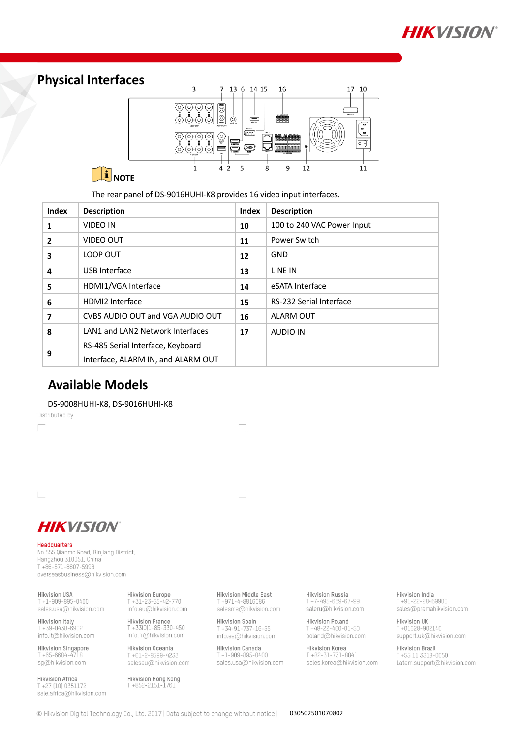## Physical Interfaces

3 7 13 6 14 15 16 17 10

1 4 2 5 8 9 12 11

**NOTE**

The rear panel of DS-9016HUHI-K8 provides 16 video input interfaces.

| Index | Description | Index | Description |
|---|---|---|---|
| 1 | VIDEO IN | 10 | 100 to 240 VAC Power Input |
| 2 | VIDEO OUT | 11 | Power Switch |
| 3 | LOOP OUT | 12 | GND |
| 4 | USB Interface | 13 | LINE IN |
| 5 | HDMI1/VGA Interface | 14 | eSATA Interface |
| 6 | HDMI2 Interface | 15 | RS-232 Serial Interface |
| 7 | CVBS AUDIO OUT and VGA AUDIO OUT | 16 | ALARM OUT |
| 8 | LAN1 and LAN2 Network Interfaces | 17 | AUDIO IN |
| 9 | RS-485 Serial Interface, Keyboard Interface, ALARM IN, and ALARM OUT | | |

## Available Models

DS-9008HUHI-K8, DS-9016HUHI-K8

Distributed by

**HIKVISION**

Headquarters
No.555 Qianmo Road, Binjiang District,
Hangzhou 310051, China
T +86-571-8807-5998
overseasbusiness@hikvision.com

Hikvision USA
T +1-909-895-0400
sales.usa@hikvision.com

Hikvision Europe
T +31-23-55-42-770
info.eu@hikvision.com

Hikvision Middle East
T +971-4-8816086
salesme@hikvision.com

Hikvision Russia
T +7-495-669-67-99
saleru@hikvision.com

Hikvision India
T +91-22-28469900
sales@pramahikvision.com

Hikvision Italy
T +39-0438-6902
info.it@hikvision.com

Hikvision France
T +33(0)1-85-330-450
info.fr@hikvision.com

Hikvision Spain
T +34-91-737-16-55
info.es@hikvision.com

Hikvision Poland
T +48-22-460-01-50
poland@hikvision.com

Hikvision UK
T +01628-902140
support.uk@hikvision.com

Hikvision Singapore
T +65-6684-4718
sg@hikvision.com

Hikvision Oceania
T +61-2-8599-4233
salesau@hikvision.com

Hikvision Canada
T +1-909-895-0400
sales.usa@hikvision.com

Hikvision Korea
T +82-31-731-8841
sales.korea@hikvision.com

Hikvision Brazil
T +55 11 3318-0050
Latam.support@hikvision.com

Hikvision Africa
T +27 (10) 0351172
sale.africa@hikvision.com

Hikvision Hong Kong
T +852-2151-1761

© Hikvision Digital Technology Co., Ltd. 2017 | Data subject to change without notice | 030502501070802